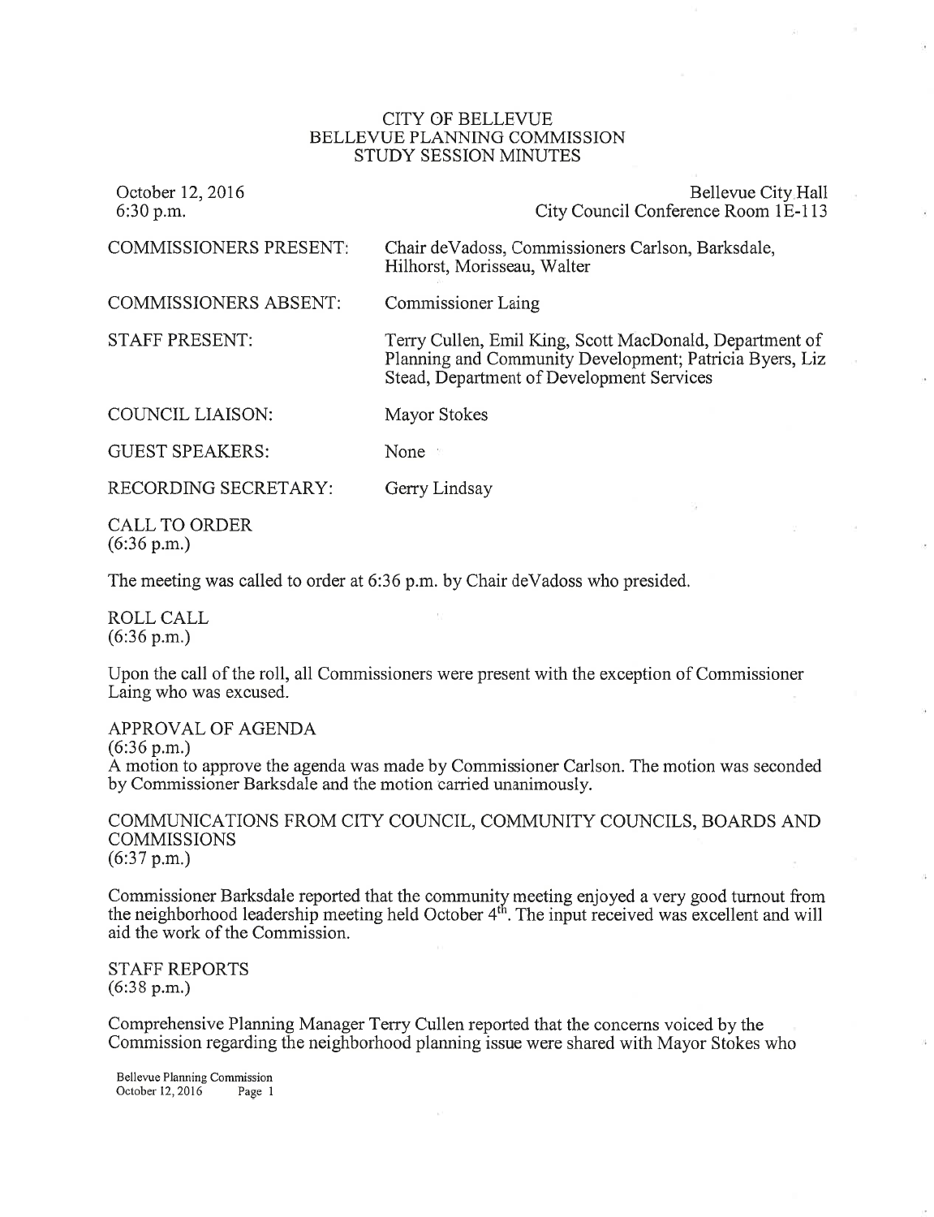CITY OF BELLEVUE
BELLEVUE PLANNING COMMISSION
STUDY SESSION MINUTES

October 12, 2016
6:30 p.m.

Bellevue City Hall
City Council Conference Room 1E-113

| | |
|---|---|
| COMMISSIONERS PRESENT: | Chair deVadoss, Commissioners Carlson, Barksdale, Hilhorst, Morisseau, Walter |
| COMMISSIONERS ABSENT: | Commissioner Laing |
| STAFF PRESENT: | Terry Cullen, Emil King, Scott MacDonald, Department of Planning and Community Development; Patricia Byers, Liz Stead, Department of Development Services |
| COUNCIL LIAISON: | Mayor Stokes |
| GUEST SPEAKERS: | None |
| RECORDING SECRETARY: | Gerry Lindsay |

CALL TO ORDER
(6:36 p.m.)

The meeting was called to order at 6:36 p.m. by Chair deVadoss who presided.

ROLL CALL
(6:36 p.m.)

Upon the call of the roll, all Commissioners were present with the exception of Commissioner Laing who was excused.

APPROVAL OF AGENDA
(6:36 p.m.)
A motion to approve the agenda was made by Commissioner Carlson. The motion was seconded by Commissioner Barksdale and the motion carried unanimously.

COMMUNICATIONS FROM CITY COUNCIL, COMMUNITY COUNCILS, BOARDS AND COMMISSIONS
(6:37 p.m.)

Commissioner Barksdale reported that the community meeting enjoyed a very good turnout from the neighborhood leadership meeting held October 4th. The input received was excellent and will aid the work of the Commission.

STAFF REPORTS
(6:38 p.m.)

Comprehensive Planning Manager Terry Cullen reported that the concerns voiced by the Commission regarding the neighborhood planning issue were shared with Mayor Stokes who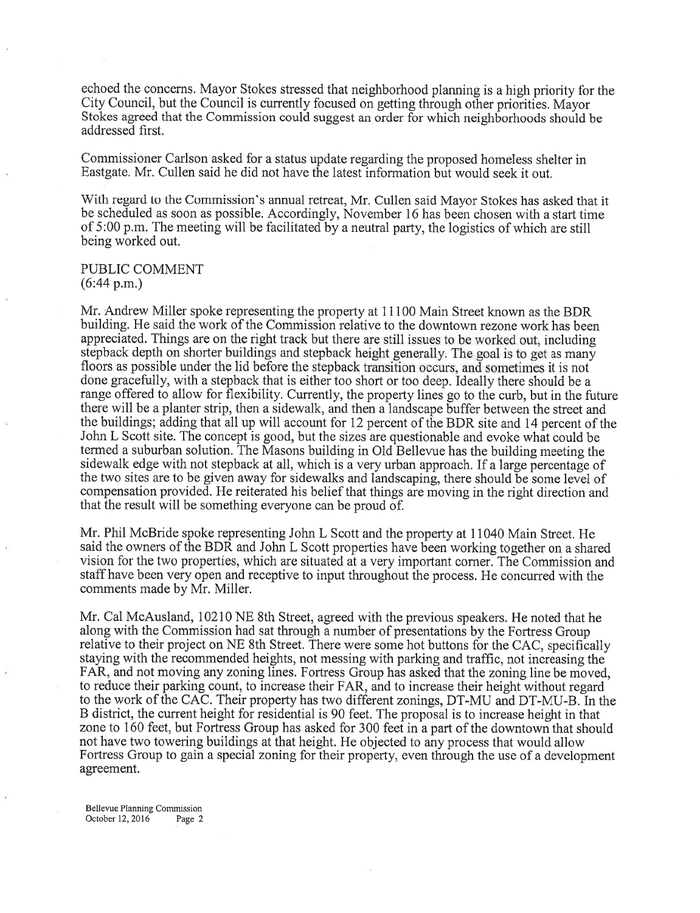echoed the concerns. Mayor Stokes stressed that neighborhood planning is a high priority for the City Council, but the Council is currently focused on getting through other priorities. Mayor Stokes agreed that the Commission could suggest an order for which neighborhoods should be addressed first.

Commissioner Carlson asked for a status update regarding the proposed homeless shelter in Eastgate. Mr. Cullen said he did not have the latest information but would seek it out.

With regard to the Commission's annual retreat, Mr. Cullen said Mayor Stokes has asked that it be scheduled as soon as possible. Accordingly, November 16 has been chosen with a start time of 5:00 p.m. The meeting will be facilitated by a neutral party, the logistics of which are still being worked out.

PUBLIC COMMENT
(6:44 p.m.)

Mr. Andrew Miller spoke representing the property at 11100 Main Street known as the BDR building. He said the work of the Commission relative to the downtown rezone work has been appreciated. Things are on the right track but there are still issues to be worked out, including stepback depth on shorter buildings and stepback height generally. The goal is to get as many floors as possible under the lid before the stepback transition occurs, and sometimes it is not done gracefully, with a stepback that is either too short or too deep. Ideally there should be a range offered to allow for flexibility. Currently, the property lines go to the curb, but in the future there will be a planter strip, then a sidewalk, and then a landscape buffer between the street and the buildings; adding that all up will account for 12 percent of the BDR site and 14 percent of the John L Scott site. The concept is good, but the sizes are questionable and evoke what could be termed a suburban solution. The Masons building in Old Bellevue has the building meeting the sidewalk edge with not stepback at all, which is a very urban approach. If a large percentage of the two sites are to be given away for sidewalks and landscaping, there should be some level of compensation provided. He reiterated his belief that things are moving in the right direction and that the result will be something everyone can be proud of.

Mr. Phil McBride spoke representing John L Scott and the property at 11040 Main Street. He said the owners of the BDR and John L Scott properties have been working together on a shared vision for the two properties, which are situated at a very important corner. The Commission and staff have been very open and receptive to input throughout the process. He concurred with the comments made by Mr. Miller.

Mr. Cal McAusland, 10210 NE 8th Street, agreed with the previous speakers. He noted that he along with the Commission had sat through a number of presentations by the Fortress Group relative to their project on NE 8th Street. There were some hot buttons for the CAC, specifically staying with the recommended heights, not messing with parking and traffic, not increasing the FAR, and not moving any zoning lines. Fortress Group has asked that the zoning line be moved, to reduce their parking count, to increase their FAR, and to increase their height without regard to the work of the CAC. Their property has two different zonings, DT-MU and DT-MU-B. In the B district, the current height for residential is 90 feet. The proposal is to increase height in that zone to 160 feet, but Fortress Group has asked for 300 feet in a part of the downtown that should not have two towering buildings at that height. He objected to any process that would allow Fortress Group to gain a special zoning for their property, even through the use of a development agreement.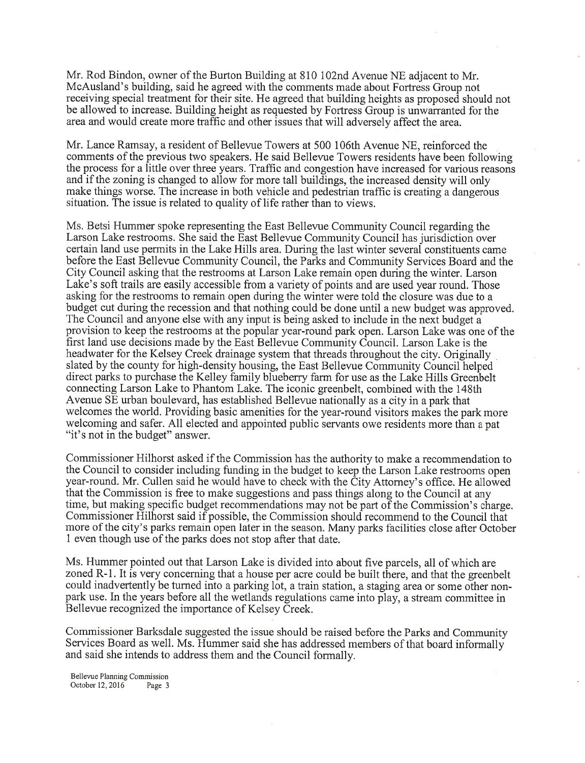Mr. Rod Bindon, owner of the Burton Building at 810 102nd Avenue NE adjacent to Mr. McAusland's building, said he agreed with the comments made about Fortress Group not receiving special treatment for their site. He agreed that building heights as proposed should not be allowed to increase. Building height as requested by Fortress Group is unwarranted for the area and would create more traffic and other issues that will adversely affect the area.

Mr. Lance Ramsay, a resident of Bellevue Towers at 500 106th Avenue NE, reinforced the comments of the previous two speakers. He said Bellevue Towers residents have been following the process for a little over three years. Traffic and congestion have increased for various reasons and if the zoning is changed to allow for more tall buildings, the increased density will only make things worse. The increase in both vehicle and pedestrian traffic is creating a dangerous situation. The issue is related to quality of life rather than to views.

Ms. Betsi Hummer spoke representing the East Bellevue Community Council regarding the Larson Lake restrooms. She said the East Bellevue Community Council has jurisdiction over certain land use permits in the Lake Hills area. During the last winter several constituents came before the East Bellevue Community Council, the Parks and Community Services Board and the City Council asking that the restrooms at Larson Lake remain open during the winter. Larson Lake's soft trails are easily accessible from a variety of points and are used year round. Those asking for the restrooms to remain open during the winter were told the closure was due to a budget cut during the recession and that nothing could be done until a new budget was approved. The Council and anyone else with any input is being asked to include in the next budget a provision to keep the restrooms at the popular year-round park open. Larson Lake was one of the first land use decisions made by the East Bellevue Community Council. Larson Lake is the headwater for the Kelsey Creek drainage system that threads throughout the city. Originally slated by the county for high-density housing, the East Bellevue Community Council helped direct parks to purchase the Kelley family blueberry farm for use as the Lake Hills Greenbelt connecting Larson Lake to Phantom Lake. The iconic greenbelt, combined with the 148th Avenue SE urban boulevard, has established Bellevue nationally as a city in a park that welcomes the world. Providing basic amenities for the year-round visitors makes the park more welcoming and safer. All elected and appointed public servants owe residents more than a pat "it's not in the budget" answer.

Commissioner Hilhorst asked if the Commission has the authority to make a recommendation to the Council to consider including funding in the budget to keep the Larson Lake restrooms open year-round. Mr. Cullen said he would have to check with the City Attorney's office. He allowed that the Commission is free to make suggestions and pass things along to the Council at any time, but making specific budget recommendations may not be part of the Commission's charge. Commissioner Hilhorst said if possible, the Commission should recommend to the Council that more of the city's parks remain open later in the season. Many parks facilities close after October 1 even though use of the parks does not stop after that date.

Ms. Hummer pointed out that Larson Lake is divided into about five parcels, all of which are zoned R-1. It is very concerning that a house per acre could be built there, and that the greenbelt could inadvertently be turned into a parking lot, a train station, a staging area or some other non-park use. In the years before all the wetlands regulations came into play, a stream committee in Bellevue recognized the importance of Kelsey Creek.

Commissioner Barksdale suggested the issue should be raised before the Parks and Community Services Board as well. Ms. Hummer said she has addressed members of that board informally and said she intends to address them and the Council formally.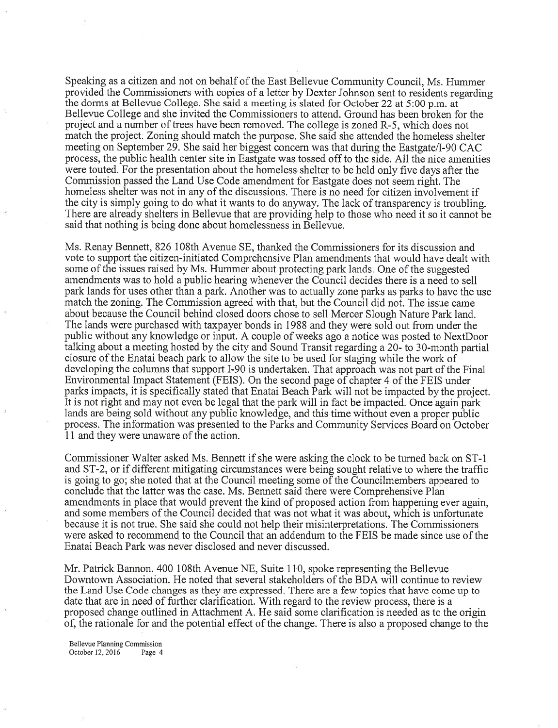Speaking as a citizen and not on behalf of the East Bellevue Community Council, Ms. Hummer provided the Commissioners with copies of a letter by Dexter Johnson sent to residents regarding the dorms at Bellevue College. She said a meeting is slated for October 22 at 5:00 p.m. at Bellevue College and she invited the Commissioners to attend. Ground has been broken for the project and a number of trees have been removed. The college is zoned R-5, which does not match the project. Zoning should match the purpose. She said she attended the homeless shelter meeting on September 29. She said her biggest concern was that during the Eastgate/I-90 CAC process, the public health center site in Eastgate was tossed off to the side. All the nice amenities were touted. For the presentation about the homeless shelter to be held only five days after the Commission passed the Land Use Code amendment for Eastgate does not seem right. The homeless shelter was not in any of the discussions. There is no need for citizen involvement if the city is simply going to do what it wants to do anyway. The lack of transparency is troubling. There are already shelters in Bellevue that are providing help to those who need it so it cannot be said that nothing is being done about homelessness in Bellevue.

Ms. Renay Bennett, 826 108th Avenue SE, thanked the Commissioners for its discussion and vote to support the citizen-initiated Comprehensive Plan amendments that would have dealt with some of the issues raised by Ms. Hummer about protecting park lands. One of the suggested amendments was to hold a public hearing whenever the Council decides there is a need to sell park lands for uses other than a park. Another was to actually zone parks as parks to have the use match the zoning. The Commission agreed with that, but the Council did not. The issue came about because the Council behind closed doors chose to sell Mercer Slough Nature Park land. The lands were purchased with taxpayer bonds in 1988 and they were sold out from under the public without any knowledge or input. A couple of weeks ago a notice was posted to NextDoor talking about a meeting hosted by the city and Sound Transit regarding a 20- to 30-month partial closure of the Enatai beach park to allow the site to be used for staging while the work of developing the columns that support I-90 is undertaken. That approach was not part of the Final Environmental Impact Statement (FEIS). On the second page of chapter 4 of the FEIS under parks impacts, it is specifically stated that Enatai Beach Park will not be impacted by the project. It is not right and may not even be legal that the park will in fact be impacted. Once again park lands are being sold without any public knowledge, and this time without even a proper public process. The information was presented to the Parks and Community Services Board on October 11 and they were unaware of the action.

Commissioner Walter asked Ms. Bennett if she were asking the clock to be turned back on ST-1 and ST-2, or if different mitigating circumstances were being sought relative to where the traffic is going to go; she noted that at the Council meeting some of the Councilmembers appeared to conclude that the latter was the case. Ms. Bennett said there were Comprehensive Plan amendments in place that would prevent the kind of proposed action from happening ever again, and some members of the Council decided that was not what it was about, which is unfortunate because it is not true. She said she could not help their misinterpretations. The Commissioners were asked to recommend to the Council that an addendum to the FEIS be made since use of the Enatai Beach Park was never disclosed and never discussed.

Mr. Patrick Bannon, 400 108th Avenue NE, Suite 110, spoke representing the Bellevue Downtown Association. He noted that several stakeholders of the BDA will continue to review the Land Use Code changes as they are expressed. There are a few topics that have come up to date that are in need of further clarification. With regard to the review process, there is a proposed change outlined in Attachment A. He said some clarification is needed as to the origin of, the rationale for and the potential effect of the change. There is also a proposed change to the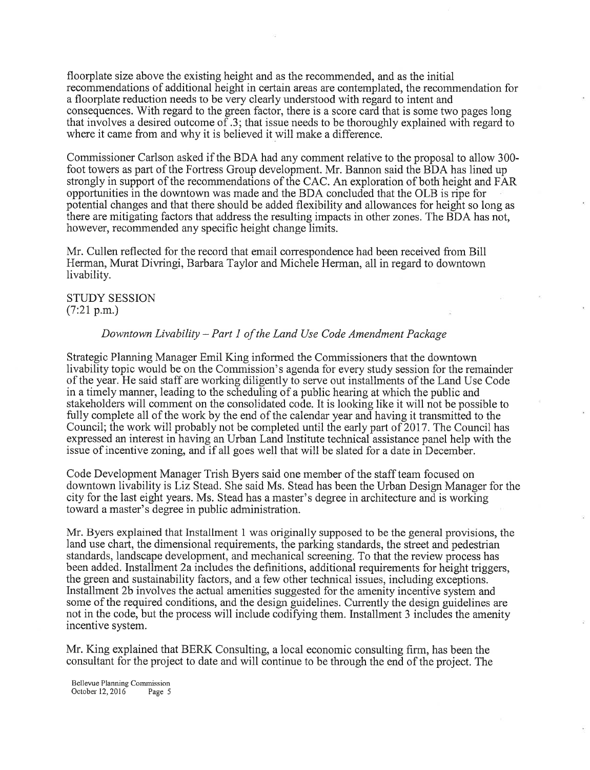floorplate size above the existing height and as the recommended, and as the initial recommendations of additional height in certain areas are contemplated, the recommendation for a floorplate reduction needs to be very clearly understood with regard to intent and consequences. With regard to the green factor, there is a score card that is some two pages long that involves a desired outcome of .3; that issue needs to be thoroughly explained with regard to where it came from and why it is believed it will make a difference.

Commissioner Carlson asked if the BDA had any comment relative to the proposal to allow 300-foot towers as part of the Fortress Group development. Mr. Bannon said the BDA has lined up strongly in support of the recommendations of the CAC. An exploration of both height and FAR opportunities in the downtown was made and the BDA concluded that the OLB is ripe for potential changes and that there should be added flexibility and allowances for height so long as there are mitigating factors that address the resulting impacts in other zones. The BDA has not, however, recommended any specific height change limits.

Mr. Cullen reflected for the record that email correspondence had been received from Bill Herman, Murat Divringi, Barbara Taylor and Michele Herman, all in regard to downtown livability.

STUDY SESSION
(7:21 p.m.)

*Downtown Livability – Part 1 of the Land Use Code Amendment Package*

Strategic Planning Manager Emil King informed the Commissioners that the downtown livability topic would be on the Commission's agenda for every study session for the remainder of the year. He said staff are working diligently to serve out installments of the Land Use Code in a timely manner, leading to the scheduling of a public hearing at which the public and stakeholders will comment on the consolidated code. It is looking like it will not be possible to fully complete all of the work by the end of the calendar year and having it transmitted to the Council; the work will probably not be completed until the early part of 2017. The Council has expressed an interest in having an Urban Land Institute technical assistance panel help with the issue of incentive zoning, and if all goes well that will be slated for a date in December.

Code Development Manager Trish Byers said one member of the staff team focused on downtown livability is Liz Stead. She said Ms. Stead has been the Urban Design Manager for the city for the last eight years. Ms. Stead has a master's degree in architecture and is working toward a master's degree in public administration.

Mr. Byers explained that Installment 1 was originally supposed to be the general provisions, the land use chart, the dimensional requirements, the parking standards, the street and pedestrian standards, landscape development, and mechanical screening. To that the review process has been added. Installment 2a includes the definitions, additional requirements for height triggers, the green and sustainability factors, and a few other technical issues, including exceptions. Installment 2b involves the actual amenities suggested for the amenity incentive system and some of the required conditions, and the design guidelines. Currently the design guidelines are not in the code, but the process will include codifying them. Installment 3 includes the amenity incentive system.

Mr. King explained that BERK Consulting, a local economic consulting firm, has been the consultant for the project to date and will continue to be through the end of the project. The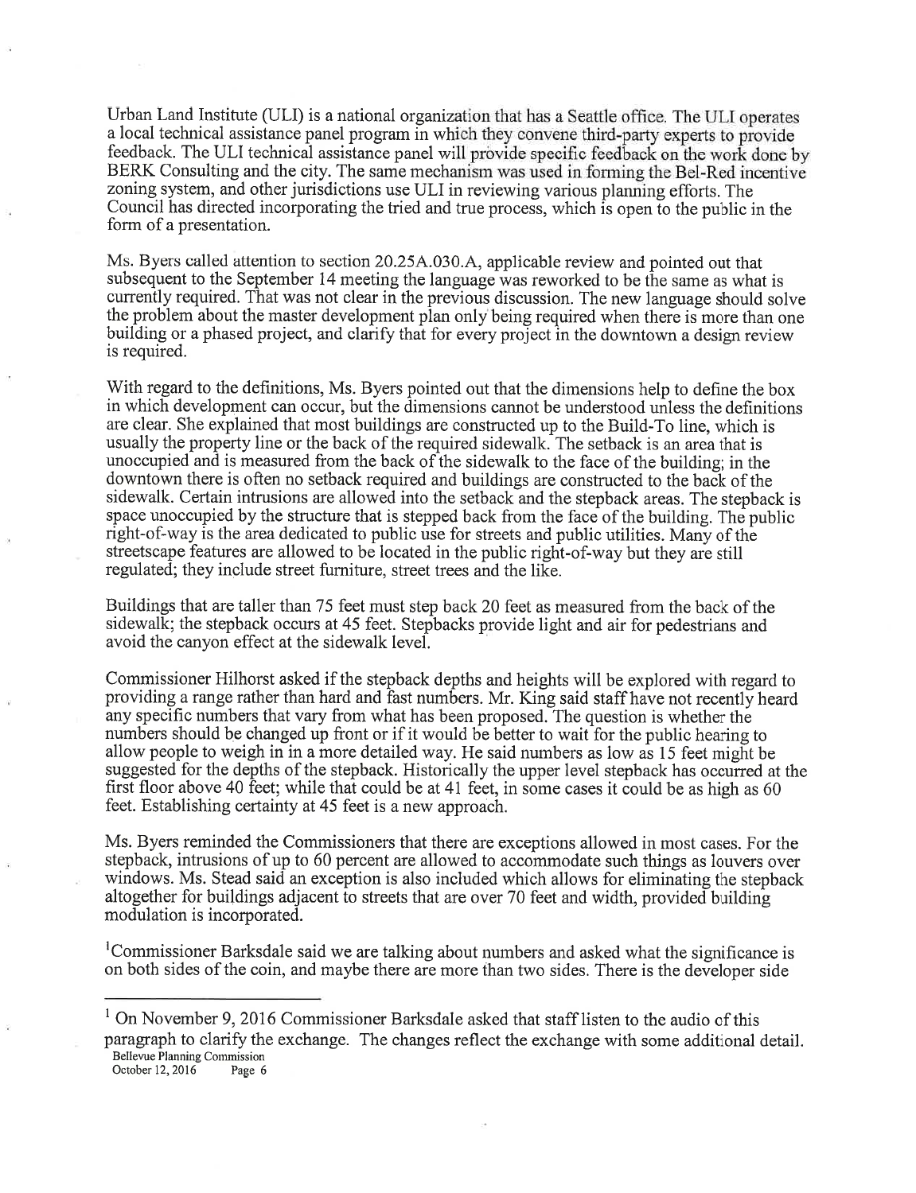Urban Land Institute (ULI) is a national organization that has a Seattle office. The ULI operates a local technical assistance panel program in which they convene third-party experts to provide feedback. The ULI technical assistance panel will provide specific feedback on the work done by BERK Consulting and the city. The same mechanism was used in forming the Bel-Red incentive zoning system, and other jurisdictions use ULI in reviewing various planning efforts. The Council has directed incorporating the tried and true process, which is open to the public in the form of a presentation.

Ms. Byers called attention to section 20.25A.030.A, applicable review and pointed out that subsequent to the September 14 meeting the language was reworked to be the same as what is currently required. That was not clear in the previous discussion. The new language should solve the problem about the master development plan only being required when there is more than one building or a phased project, and clarify that for every project in the downtown a design review is required.

With regard to the definitions, Ms. Byers pointed out that the dimensions help to define the box in which development can occur, but the dimensions cannot be understood unless the definitions are clear. She explained that most buildings are constructed up to the Build-To line, which is usually the property line or the back of the required sidewalk. The setback is an area that is unoccupied and is measured from the back of the sidewalk to the face of the building; in the downtown there is often no setback required and buildings are constructed to the back of the sidewalk. Certain intrusions are allowed into the setback and the stepback areas. The stepback is space unoccupied by the structure that is stepped back from the face of the building. The public right-of-way is the area dedicated to public use for streets and public utilities. Many of the streetscape features are allowed to be located in the public right-of-way but they are still regulated; they include street furniture, street trees and the like.

Buildings that are taller than 75 feet must step back 20 feet as measured from the back of the sidewalk; the stepback occurs at 45 feet. Stepbacks provide light and air for pedestrians and avoid the canyon effect at the sidewalk level.

Commissioner Hilhorst asked if the stepback depths and heights will be explored with regard to providing a range rather than hard and fast numbers. Mr. King said staff have not recently heard any specific numbers that vary from what has been proposed. The question is whether the numbers should be changed up front or if it would be better to wait for the public hearing to allow people to weigh in in a more detailed way. He said numbers as low as 15 feet might be suggested for the depths of the stepback. Historically the upper level stepback has occurred at the first floor above 40 feet; while that could be at 41 feet, in some cases it could be as high as 60 feet. Establishing certainty at 45 feet is a new approach.

Ms. Byers reminded the Commissioners that there are exceptions allowed in most cases. For the stepback, intrusions of up to 60 percent are allowed to accommodate such things as louvers over windows. Ms. Stead said an exception is also included which allows for eliminating the stepback altogether for buildings adjacent to streets that are over 70 feet and width, provided building modulation is incorporated.

[1]Commissioner Barksdale said we are talking about numbers and asked what the significance is on both sides of the coin, and maybe there are more than two sides. There is the developer side

---

[1] On November 9, 2016 Commissioner Barksdale asked that staff listen to the audio of this paragraph to clarify the exchange. The changes reflect the exchange with some additional detail.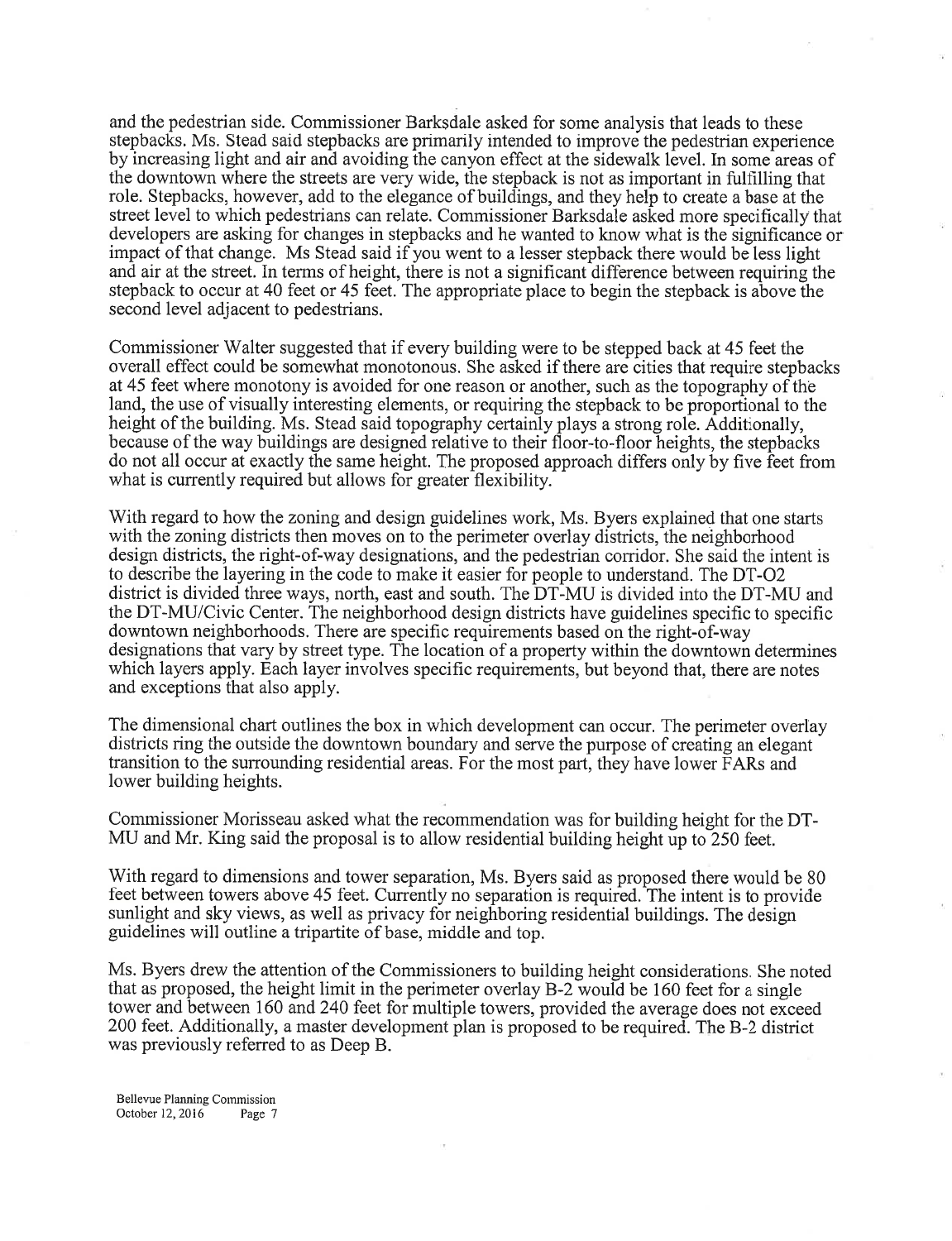and the pedestrian side. Commissioner Barksdale asked for some analysis that leads to these stepbacks. Ms. Stead said stepbacks are primarily intended to improve the pedestrian experience by increasing light and air and avoiding the canyon effect at the sidewalk level. In some areas of the downtown where the streets are very wide, the stepback is not as important in fulfilling that role. Stepbacks, however, add to the elegance of buildings, and they help to create a base at the street level to which pedestrians can relate. Commissioner Barksdale asked more specifically that developers are asking for changes in stepbacks and he wanted to know what is the significance or impact of that change. Ms Stead said if you went to a lesser stepback there would be less light and air at the street. In terms of height, there is not a significant difference between requiring the stepback to occur at 40 feet or 45 feet. The appropriate place to begin the stepback is above the second level adjacent to pedestrians.

Commissioner Walter suggested that if every building were to be stepped back at 45 feet the overall effect could be somewhat monotonous. She asked if there are cities that require stepbacks at 45 feet where monotony is avoided for one reason or another, such as the topography of the land, the use of visually interesting elements, or requiring the stepback to be proportional to the height of the building. Ms. Stead said topography certainly plays a strong role. Additionally, because of the way buildings are designed relative to their floor-to-floor heights, the stepbacks do not all occur at exactly the same height. The proposed approach differs only by five feet from what is currently required but allows for greater flexibility.

With regard to how the zoning and design guidelines work, Ms. Byers explained that one starts with the zoning districts then moves on to the perimeter overlay districts, the neighborhood design districts, the right-of-way designations, and the pedestrian corridor. She said the intent is to describe the layering in the code to make it easier for people to understand. The DT-O2 district is divided three ways, north, east and south. The DT-MU is divided into the DT-MU and the DT-MU/Civic Center. The neighborhood design districts have guidelines specific to specific downtown neighborhoods. There are specific requirements based on the right-of-way designations that vary by street type. The location of a property within the downtown determines which layers apply. Each layer involves specific requirements, but beyond that, there are notes and exceptions that also apply.

The dimensional chart outlines the box in which development can occur. The perimeter overlay districts ring the outside the downtown boundary and serve the purpose of creating an elegant transition to the surrounding residential areas. For the most part, they have lower FARs and lower building heights.

Commissioner Morisseau asked what the recommendation was for building height for the DT-MU and Mr. King said the proposal is to allow residential building height up to 250 feet.

With regard to dimensions and tower separation, Ms. Byers said as proposed there would be 80 feet between towers above 45 feet. Currently no separation is required. The intent is to provide sunlight and sky views, as well as privacy for neighboring residential buildings. The design guidelines will outline a tripartite of base, middle and top.

Ms. Byers drew the attention of the Commissioners to building height considerations. She noted that as proposed, the height limit in the perimeter overlay B-2 would be 160 feet for a single tower and between 160 and 240 feet for multiple towers, provided the average does not exceed 200 feet. Additionally, a master development plan is proposed to be required. The B-2 district was previously referred to as Deep B.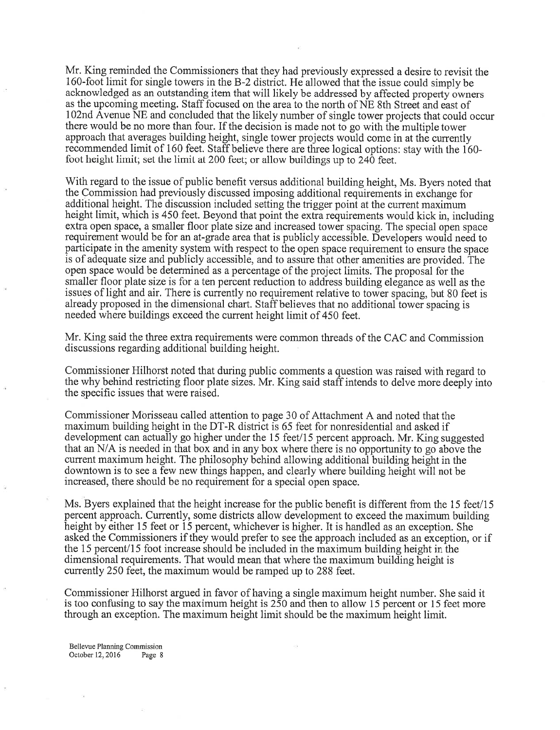Mr. King reminded the Commissioners that they had previously expressed a desire to revisit the 160-foot limit for single towers in the B-2 district. He allowed that the issue could simply be acknowledged as an outstanding item that will likely be addressed by affected property owners as the upcoming meeting. Staff focused on the area to the north of NE 8th Street and east of 102nd Avenue NE and concluded that the likely number of single tower projects that could occur there would be no more than four. If the decision is made not to go with the multiple tower approach that averages building height, single tower projects would come in at the currently recommended limit of 160 feet. Staff believe there are three logical options: stay with the 160-foot height limit; set the limit at 200 feet; or allow buildings up to 240 feet.

With regard to the issue of public benefit versus additional building height, Ms. Byers noted that the Commission had previously discussed imposing additional requirements in exchange for additional height. The discussion included setting the trigger point at the current maximum height limit, which is 450 feet. Beyond that point the extra requirements would kick in, including extra open space, a smaller floor plate size and increased tower spacing. The special open space requirement would be for an at-grade area that is publicly accessible. Developers would need to participate in the amenity system with respect to the open space requirement to ensure the space is of adequate size and publicly accessible, and to assure that other amenities are provided. The open space would be determined as a percentage of the project limits. The proposal for the smaller floor plate size is for a ten percent reduction to address building elegance as well as the issues of light and air. There is currently no requirement relative to tower spacing, but 80 feet is already proposed in the dimensional chart. Staff believes that no additional tower spacing is needed where buildings exceed the current height limit of 450 feet.

Mr. King said the three extra requirements were common threads of the CAC and Commission discussions regarding additional building height.

Commissioner Hilhorst noted that during public comments a question was raised with regard to the why behind restricting floor plate sizes. Mr. King said staff intends to delve more deeply into the specific issues that were raised.

Commissioner Morisseau called attention to page 30 of Attachment A and noted that the maximum building height in the DT-R district is 65 feet for nonresidential and asked if development can actually go higher under the 15 feet/15 percent approach. Mr. King suggested that an N/A is needed in that box and in any box where there is no opportunity to go above the current maximum height. The philosophy behind allowing additional building height in the downtown is to see a few new things happen, and clearly where building height will not be increased, there should be no requirement for a special open space.

Ms. Byers explained that the height increase for the public benefit is different from the 15 feet/15 percent approach. Currently, some districts allow development to exceed the maximum building height by either 15 feet or 15 percent, whichever is higher. It is handled as an exception. She asked the Commissioners if they would prefer to see the approach included as an exception, or if the 15 percent/15 foot increase should be included in the maximum building height in the dimensional requirements. That would mean that where the maximum building height is currently 250 feet, the maximum would be ramped up to 288 feet.

Commissioner Hilhorst argued in favor of having a single maximum height number. She said it is too confusing to say the maximum height is 250 and then to allow 15 percent or 15 feet more through an exception. The maximum height limit should be the maximum height limit.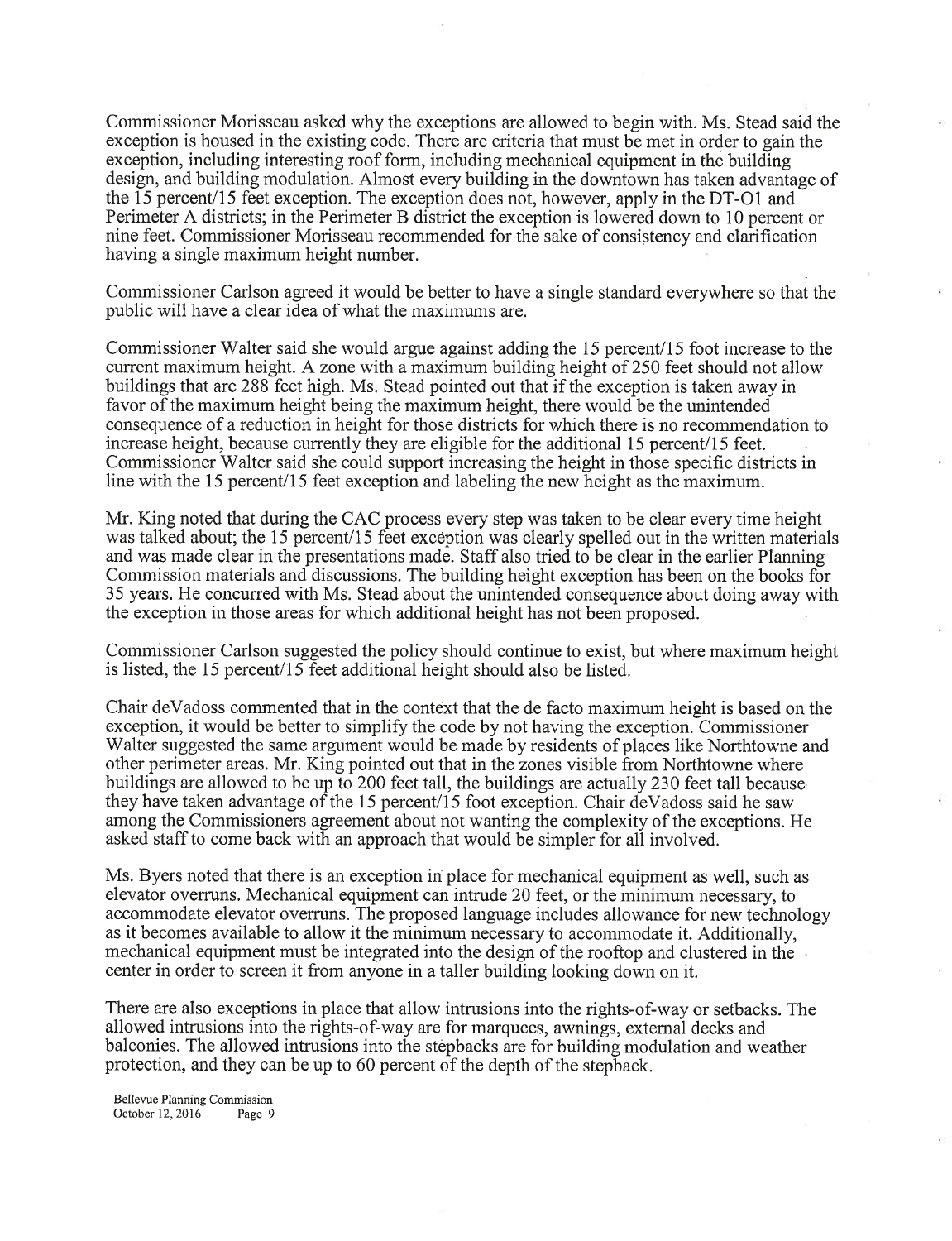Commissioner Morisseau asked why the exceptions are allowed to begin with. Ms. Stead said the exception is housed in the existing code. There are criteria that must be met in order to gain the exception, including interesting roof form, including mechanical equipment in the building design, and building modulation. Almost every building in the downtown has taken advantage of the 15 percent/15 feet exception. The exception does not, however, apply in the DT-O1 and Perimeter A districts; in the Perimeter B district the exception is lowered down to 10 percent or nine feet. Commissioner Morisseau recommended for the sake of consistency and clarification having a single maximum height number.

Commissioner Carlson agreed it would be better to have a single standard everywhere so that the public will have a clear idea of what the maximums are.

Commissioner Walter said she would argue against adding the 15 percent/15 foot increase to the current maximum height. A zone with a maximum building height of 250 feet should not allow buildings that are 288 feet high. Ms. Stead pointed out that if the exception is taken away in favor of the maximum height being the maximum height, there would be the unintended consequence of a reduction in height for those districts for which there is no recommendation to increase height, because currently they are eligible for the additional 15 percent/15 feet. Commissioner Walter said she could support increasing the height in those specific districts in line with the 15 percent/15 feet exception and labeling the new height as the maximum.

Mr. King noted that during the CAC process every step was taken to be clear every time height was talked about; the 15 percent/15 feet exception was clearly spelled out in the written materials and was made clear in the presentations made. Staff also tried to be clear in the earlier Planning Commission materials and discussions. The building height exception has been on the books for 35 years. He concurred with Ms. Stead about the unintended consequence about doing away with the exception in those areas for which additional height has not been proposed.

Commissioner Carlson suggested the policy should continue to exist, but where maximum height is listed, the 15 percent/15 feet additional height should also be listed.

Chair deVadoss commented that in the context that the de facto maximum height is based on the exception, it would be better to simplify the code by not having the exception. Commissioner Walter suggested the same argument would be made by residents of places like Northtowne and other perimeter areas. Mr. King pointed out that in the zones visible from Northtowne where buildings are allowed to be up to 200 feet tall, the buildings are actually 230 feet tall because they have taken advantage of the 15 percent/15 foot exception. Chair deVadoss said he saw among the Commissioners agreement about not wanting the complexity of the exceptions. He asked staff to come back with an approach that would be simpler for all involved.

Ms. Byers noted that there is an exception in place for mechanical equipment as well, such as elevator overruns. Mechanical equipment can intrude 20 feet, or the minimum necessary, to accommodate elevator overruns. The proposed language includes allowance for new technology as it becomes available to allow it the minimum necessary to accommodate it. Additionally, mechanical equipment must be integrated into the design of the rooftop and clustered in the center in order to screen it from anyone in a taller building looking down on it.

There are also exceptions in place that allow intrusions into the rights-of-way or setbacks. The allowed intrusions into the rights-of-way are for marquees, awnings, external decks and balconies. The allowed intrusions into the stepbacks are for building modulation and weather protection, and they can be up to 60 percent of the depth of the stepback.